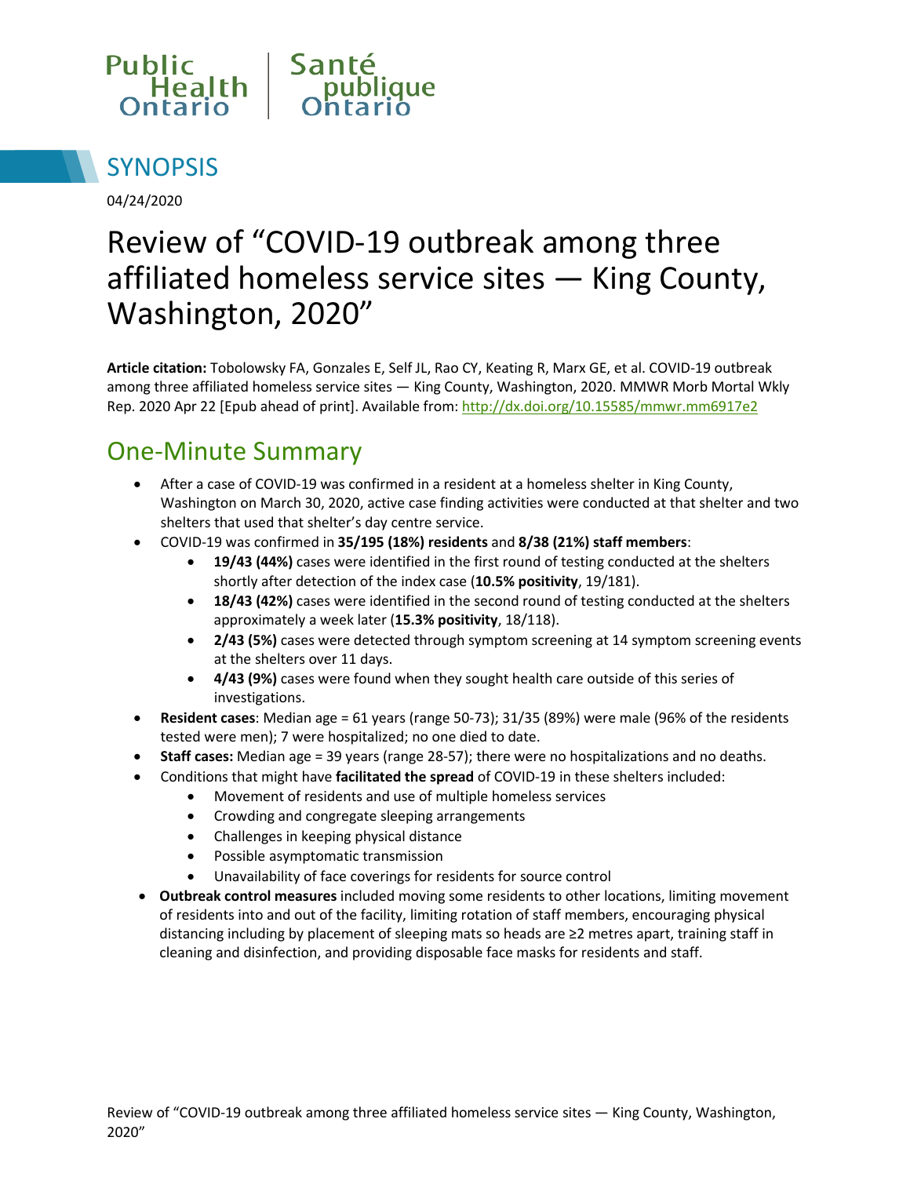Public Health Ontario | Santé publique Ontario

## SYNOPSIS

04/24/2020

# Review of "COVID-19 outbreak among three affiliated homeless service sites — King County, Washington, 2020"

**Article citation:** Tobolowsky FA, Gonzales E, Self JL, Rao CY, Keating R, Marx GE, et al. COVID-19 outbreak among three affiliated homeless service sites — King County, Washington, 2020. MMWR Morb Mortal Wkly Rep. 2020 Apr 22 [Epub ahead of print]. Available from: http://dx.doi.org/10.15585/mmwr.mm6917e2

## One-Minute Summary

- After a case of COVID-19 was confirmed in a resident at a homeless shelter in King County, Washington on March 30, 2020, active case finding activities were conducted at that shelter and two shelters that used that shelter's day centre service.
- COVID-19 was confirmed in **35/195 (18%) residents** and **8/38 (21%) staff members**:
    - **19/43 (44%)** cases were identified in the first round of testing conducted at the shelters shortly after detection of the index case (**10.5% positivity**, 19/181).
    - **18/43 (42%)** cases were identified in the second round of testing conducted at the shelters approximately a week later (**15.3% positivity**, 18/118).
    - **2/43 (5%)** cases were detected through symptom screening at 14 symptom screening events at the shelters over 11 days.
    - **4/43 (9%)** cases were found when they sought health care outside of this series of investigations.
- **Resident cases**: Median age = 61 years (range 50-73); 31/35 (89%) were male (96% of the residents tested were men); 7 were hospitalized; no one died to date.
- **Staff cases:** Median age = 39 years (range 28-57); there were no hospitalizations and no deaths.
- Conditions that might have **facilitated the spread** of COVID-19 in these shelters included:
    - Movement of residents and use of multiple homeless services
    - Crowding and congregate sleeping arrangements
    - Challenges in keeping physical distance
    - Possible asymptomatic transmission
    - Unavailability of face coverings for residents for source control
- **Outbreak control measures** included moving some residents to other locations, limiting movement of residents into and out of the facility, limiting rotation of staff members, encouraging physical distancing including by placement of sleeping mats so heads are ≥2 metres apart, training staff in cleaning and disinfection, and providing disposable face masks for residents and staff.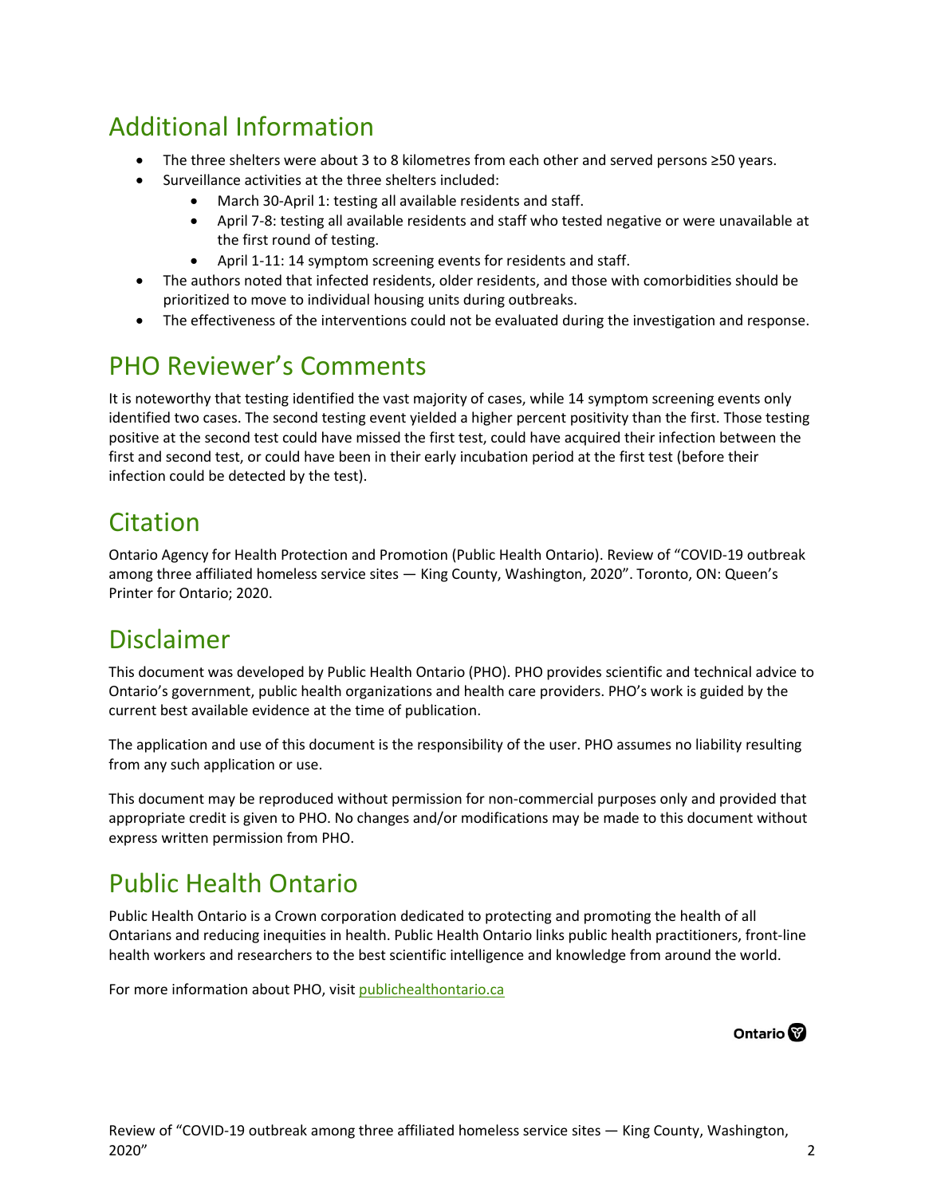## Additional Information

- The three shelters were about 3 to 8 kilometres from each other and served persons ≥50 years.
- Surveillance activities at the three shelters included:
  - March 30-April 1: testing all available residents and staff.
  - April 7-8: testing all available residents and staff who tested negative or were unavailable at the first round of testing.
  - April 1-11: 14 symptom screening events for residents and staff.
- The authors noted that infected residents, older residents, and those with comorbidities should be prioritized to move to individual housing units during outbreaks.
- The effectiveness of the interventions could not be evaluated during the investigation and response.

## PHO Reviewer's Comments

It is noteworthy that testing identified the vast majority of cases, while 14 symptom screening events only identified two cases. The second testing event yielded a higher percent positivity than the first. Those testing positive at the second test could have missed the first test, could have acquired their infection between the first and second test, or could have been in their early incubation period at the first test (before their infection could be detected by the test).

## Citation

Ontario Agency for Health Protection and Promotion (Public Health Ontario). Review of "COVID-19 outbreak among three affiliated homeless service sites — King County, Washington, 2020". Toronto, ON: Queen's Printer for Ontario; 2020.

## Disclaimer

This document was developed by Public Health Ontario (PHO). PHO provides scientific and technical advice to Ontario's government, public health organizations and health care providers. PHO's work is guided by the current best available evidence at the time of publication.

The application and use of this document is the responsibility of the user. PHO assumes no liability resulting from any such application or use.

This document may be reproduced without permission for non-commercial purposes only and provided that appropriate credit is given to PHO. No changes and/or modifications may be made to this document without express written permission from PHO.

## Public Health Ontario

Public Health Ontario is a Crown corporation dedicated to protecting and promoting the health of all Ontarians and reducing inequities in health. Public Health Ontario links public health practitioners, front-line health workers and researchers to the best scientific intelligence and knowledge from around the world.

For more information about PHO, visit [publichealthontario.ca](publichealthontario.ca)

Ontario